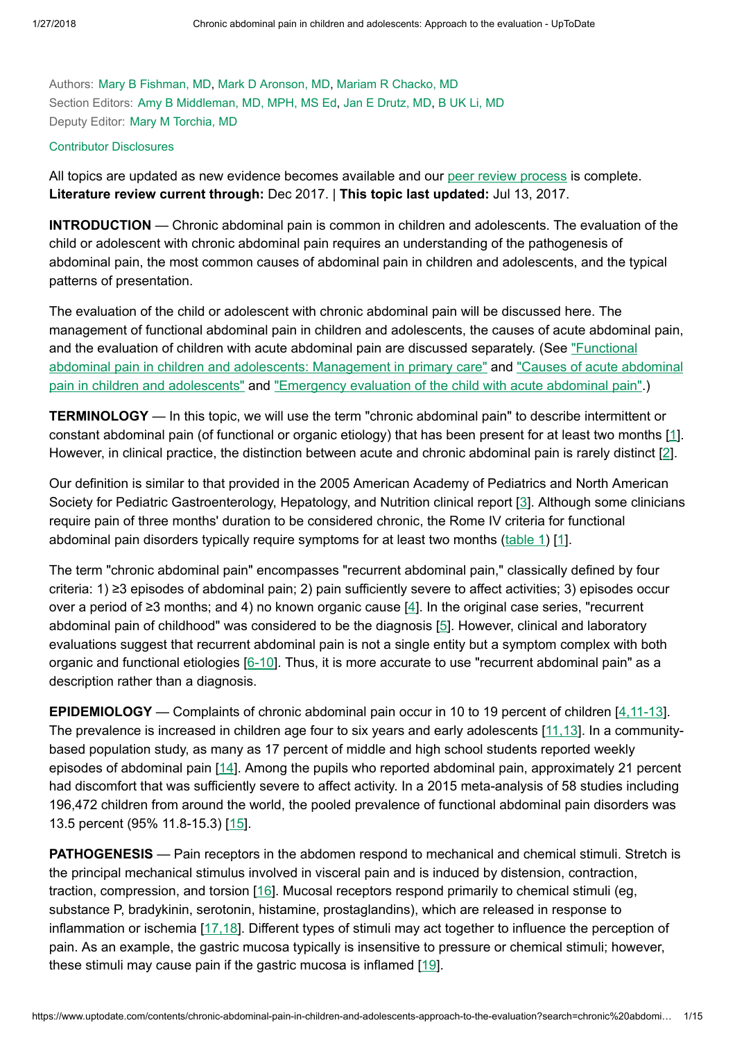Authors: Mary B Fishman, MD, Mark D Aronson, MD, Mariam R Chacko, MD
Section Editors: Amy B Middleman, MD, MPH, MS Ed, Jan E Drutz, MD, B UK Li, MD
Deputy Editor: Mary M Torchia, MD

Contributor Disclosures

All topics are updated as new evidence becomes available and our peer review process is complete.
**Literature review current through:** Dec 2017. | **This topic last updated:** Jul 13, 2017.

**INTRODUCTION** — Chronic abdominal pain is common in children and adolescents. The evaluation of the child or adolescent with chronic abdominal pain requires an understanding of the pathogenesis of abdominal pain, the most common causes of abdominal pain in children and adolescents, and the typical patterns of presentation.

The evaluation of the child or adolescent with chronic abdominal pain will be discussed here. The management of functional abdominal pain in children and adolescents, the causes of acute abdominal pain, and the evaluation of children with acute abdominal pain are discussed separately. (See "Functional abdominal pain in children and adolescents: Management in primary care" and "Causes of acute abdominal pain in children and adolescents" and "Emergency evaluation of the child with acute abdominal pain".)

**TERMINOLOGY** — In this topic, we will use the term "chronic abdominal pain" to describe intermittent or constant abdominal pain (of functional or organic etiology) that has been present for at least two months [1]. However, in clinical practice, the distinction between acute and chronic abdominal pain is rarely distinct [2].

Our definition is similar to that provided in the 2005 American Academy of Pediatrics and North American Society for Pediatric Gastroenterology, Hepatology, and Nutrition clinical report [3]. Although some clinicians require pain of three months' duration to be considered chronic, the Rome IV criteria for functional abdominal pain disorders typically require symptoms for at least two months (table 1) [1].

The term "chronic abdominal pain" encompasses "recurrent abdominal pain," classically defined by four criteria: 1) ≥3 episodes of abdominal pain; 2) pain sufficiently severe to affect activities; 3) episodes occur over a period of ≥3 months; and 4) no known organic cause [4]. In the original case series, "recurrent abdominal pain of childhood" was considered to be the diagnosis [5]. However, clinical and laboratory evaluations suggest that recurrent abdominal pain is not a single entity but a symptom complex with both organic and functional etiologies [6-10]. Thus, it is more accurate to use "recurrent abdominal pain" as a description rather than a diagnosis.

**EPIDEMIOLOGY** — Complaints of chronic abdominal pain occur in 10 to 19 percent of children [4,11-13]. The prevalence is increased in children age four to six years and early adolescents [11,13]. In a community-based population study, as many as 17 percent of middle and high school students reported weekly episodes of abdominal pain [14]. Among the pupils who reported abdominal pain, approximately 21 percent had discomfort that was sufficiently severe to affect activity. In a 2015 meta-analysis of 58 studies including 196,472 children from around the world, the pooled prevalence of functional abdominal pain disorders was 13.5 percent (95% 11.8-15.3) [15].

**PATHOGENESIS** — Pain receptors in the abdomen respond to mechanical and chemical stimuli. Stretch is the principal mechanical stimulus involved in visceral pain and is induced by distension, contraction, traction, compression, and torsion [16]. Mucosal receptors respond primarily to chemical stimuli (eg, substance P, bradykinin, serotonin, histamine, prostaglandins), which are released in response to inflammation or ischemia [17,18]. Different types of stimuli may act together to influence the perception of pain. As an example, the gastric mucosa typically is insensitive to pressure or chemical stimuli; however, these stimuli may cause pain if the gastric mucosa is inflamed [19].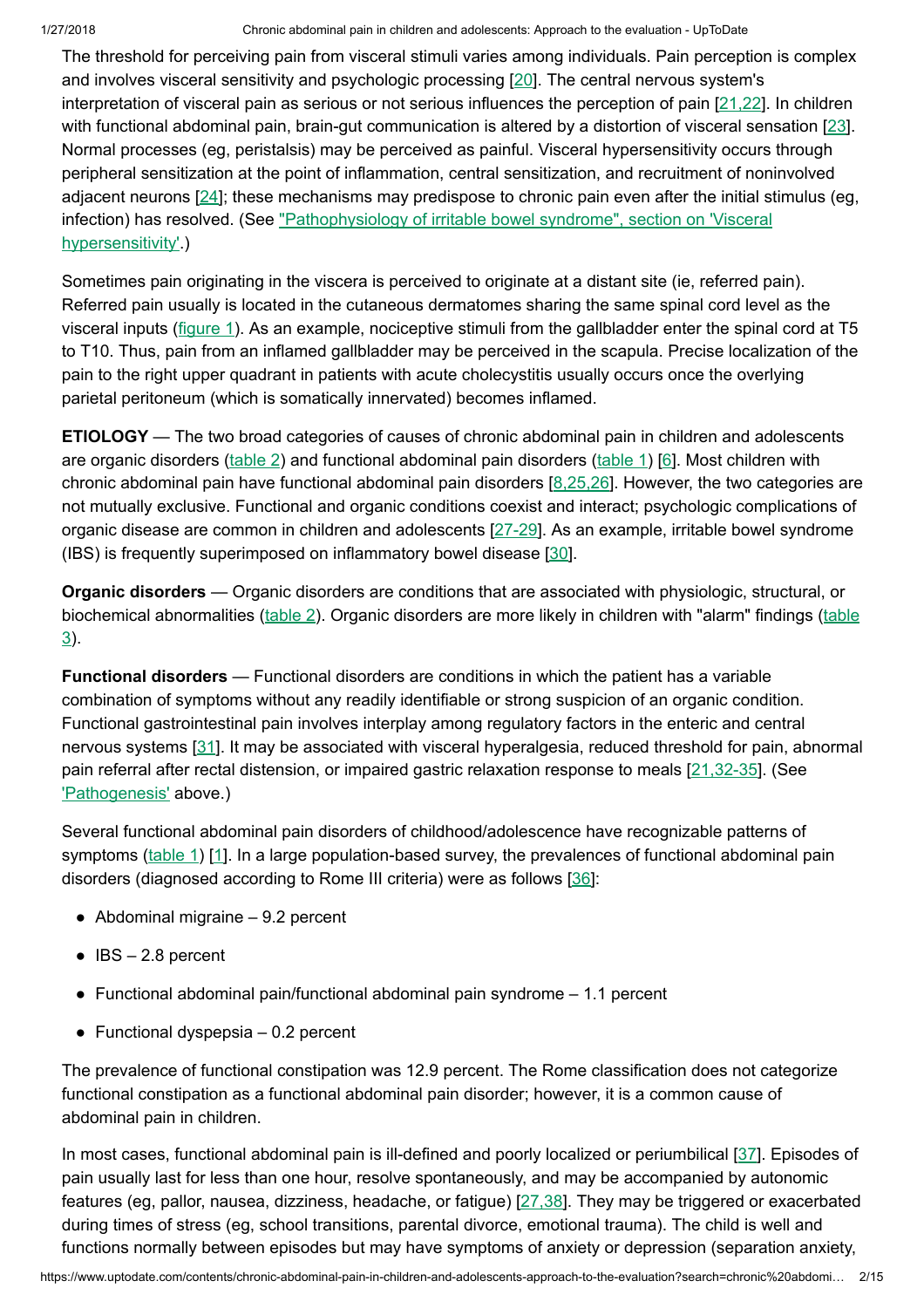The threshold for perceiving pain from visceral stimuli varies among individuals. Pain perception is complex and involves visceral sensitivity and psychologic processing [20]. The central nervous system's interpretation of visceral pain as serious or not serious influences the perception of pain [21,22]. In children with functional abdominal pain, brain-gut communication is altered by a distortion of visceral sensation [23]. Normal processes (eg, peristalsis) may be perceived as painful. Visceral hypersensitivity occurs through peripheral sensitization at the point of inflammation, central sensitization, and recruitment of noninvolved adjacent neurons [24]; these mechanisms may predispose to chronic pain even after the initial stimulus (eg, infection) has resolved. (See "Pathophysiology of irritable bowel syndrome", section on 'Visceral hypersensitivity'.)

Sometimes pain originating in the viscera is perceived to originate at a distant site (ie, referred pain). Referred pain usually is located in the cutaneous dermatomes sharing the same spinal cord level as the visceral inputs (figure 1). As an example, nociceptive stimuli from the gallbladder enter the spinal cord at T5 to T10. Thus, pain from an inflamed gallbladder may be perceived in the scapula. Precise localization of the pain to the right upper quadrant in patients with acute cholecystitis usually occurs once the overlying parietal peritoneum (which is somatically innervated) becomes inflamed.

**ETIOLOGY** — The two broad categories of causes of chronic abdominal pain in children and adolescents are organic disorders (table 2) and functional abdominal pain disorders (table 1) [6]. Most children with chronic abdominal pain have functional abdominal pain disorders [8,25,26]. However, the two categories are not mutually exclusive. Functional and organic conditions coexist and interact; psychologic complications of organic disease are common in children and adolescents [27-29]. As an example, irritable bowel syndrome (IBS) is frequently superimposed on inflammatory bowel disease [30].

**Organic disorders** — Organic disorders are conditions that are associated with physiologic, structural, or biochemical abnormalities (table 2). Organic disorders are more likely in children with "alarm" findings (table 3).

**Functional disorders** — Functional disorders are conditions in which the patient has a variable combination of symptoms without any readily identifiable or strong suspicion of an organic condition. Functional gastrointestinal pain involves interplay among regulatory factors in the enteric and central nervous systems [31]. It may be associated with visceral hyperalgesia, reduced threshold for pain, abnormal pain referral after rectal distension, or impaired gastric relaxation response to meals [21,32-35]. (See 'Pathogenesis' above.)

Several functional abdominal pain disorders of childhood/adolescence have recognizable patterns of symptoms (table 1) [1]. In a large population-based survey, the prevalences of functional abdominal pain disorders (diagnosed according to Rome III criteria) were as follows [36]:

- Abdominal migraine – 9.2 percent
- IBS – 2.8 percent
- Functional abdominal pain/functional abdominal pain syndrome – 1.1 percent
- Functional dyspepsia – 0.2 percent

The prevalence of functional constipation was 12.9 percent. The Rome classification does not categorize functional constipation as a functional abdominal pain disorder; however, it is a common cause of abdominal pain in children.

In most cases, functional abdominal pain is ill-defined and poorly localized or periumbilical [37]. Episodes of pain usually last for less than one hour, resolve spontaneously, and may be accompanied by autonomic features (eg, pallor, nausea, dizziness, headache, or fatigue) [27,38]. They may be triggered or exacerbated during times of stress (eg, school transitions, parental divorce, emotional trauma). The child is well and functions normally between episodes but may have symptoms of anxiety or depression (separation anxiety,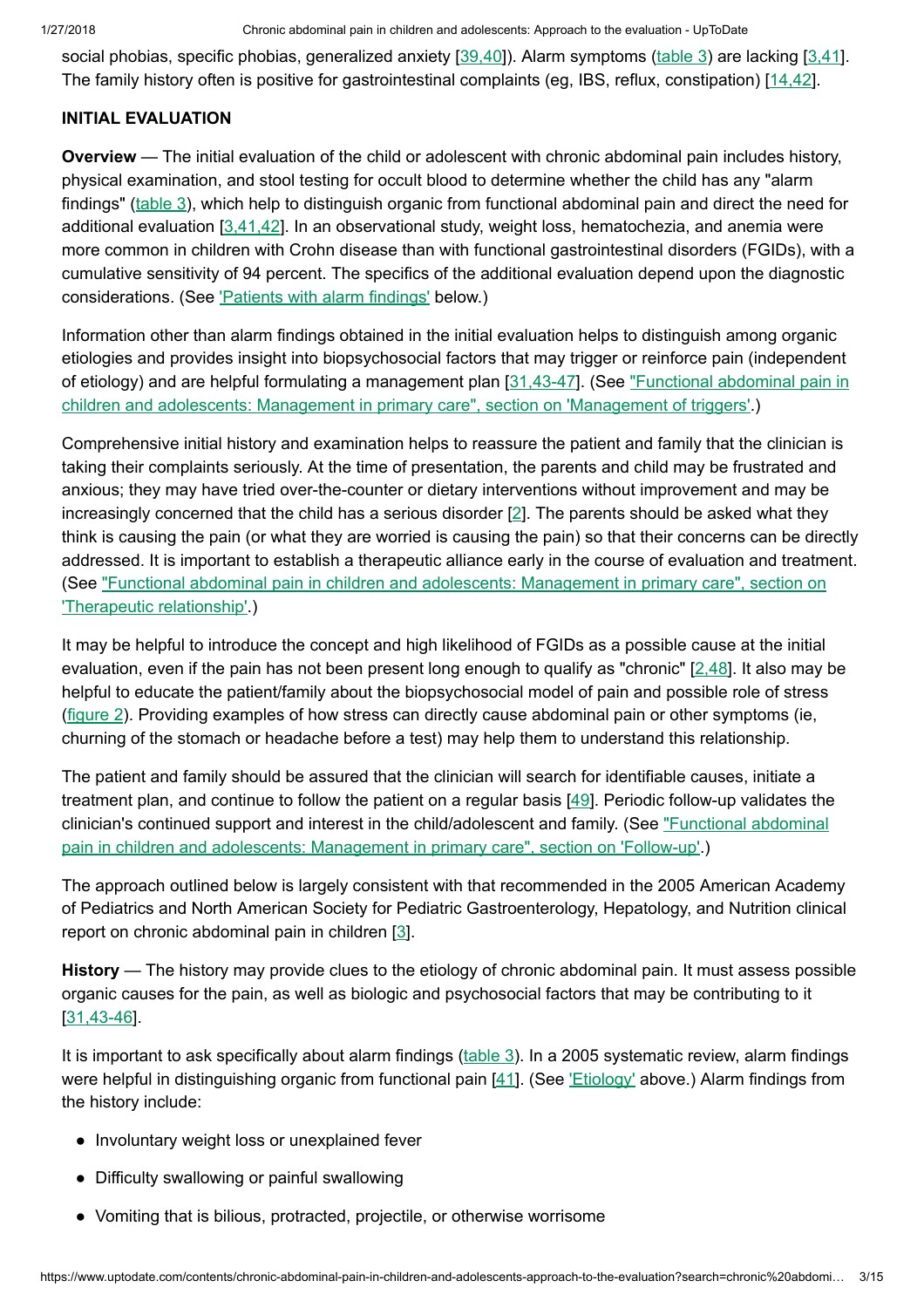social phobias, specific phobias, generalized anxiety [39,40]). Alarm symptoms (table 3) are lacking [3,41]. The family history often is positive for gastrointestinal complaints (eg, IBS, reflux, constipation) [14,42].

## INITIAL EVALUATION

**Overview** — The initial evaluation of the child or adolescent with chronic abdominal pain includes history, physical examination, and stool testing for occult blood to determine whether the child has any "alarm findings" (table 3), which help to distinguish organic from functional abdominal pain and direct the need for additional evaluation [3,41,42]. In an observational study, weight loss, hematochezia, and anemia were more common in children with Crohn disease than with functional gastrointestinal disorders (FGIDs), with a cumulative sensitivity of 94 percent. The specifics of the additional evaluation depend upon the diagnostic considerations. (See 'Patients with alarm findings' below.)

Information other than alarm findings obtained in the initial evaluation helps to distinguish among organic etiologies and provides insight into biopsychosocial factors that may trigger or reinforce pain (independent of etiology) and are helpful formulating a management plan [31,43-47]. (See "Functional abdominal pain in children and adolescents: Management in primary care", section on 'Management of triggers'.)

Comprehensive initial history and examination helps to reassure the patient and family that the clinician is taking their complaints seriously. At the time of presentation, the parents and child may be frustrated and anxious; they may have tried over-the-counter or dietary interventions without improvement and may be increasingly concerned that the child has a serious disorder [2]. The parents should be asked what they think is causing the pain (or what they are worried is causing the pain) so that their concerns can be directly addressed. It is important to establish a therapeutic alliance early in the course of evaluation and treatment. (See "Functional abdominal pain in children and adolescents: Management in primary care", section on 'Therapeutic relationship'.)

It may be helpful to introduce the concept and high likelihood of FGIDs as a possible cause at the initial evaluation, even if the pain has not been present long enough to qualify as "chronic" [2,48]. It also may be helpful to educate the patient/family about the biopsychosocial model of pain and possible role of stress (figure 2). Providing examples of how stress can directly cause abdominal pain or other symptoms (ie, churning of the stomach or headache before a test) may help them to understand this relationship.

The patient and family should be assured that the clinician will search for identifiable causes, initiate a treatment plan, and continue to follow the patient on a regular basis [49]. Periodic follow-up validates the clinician's continued support and interest in the child/adolescent and family. (See "Functional abdominal pain in children and adolescents: Management in primary care", section on 'Follow-up'.)

The approach outlined below is largely consistent with that recommended in the 2005 American Academy of Pediatrics and North American Society for Pediatric Gastroenterology, Hepatology, and Nutrition clinical report on chronic abdominal pain in children [3].

**History** — The history may provide clues to the etiology of chronic abdominal pain. It must assess possible organic causes for the pain, as well as biologic and psychosocial factors that may be contributing to it [31,43-46].

It is important to ask specifically about alarm findings (table 3). In a 2005 systematic review, alarm findings were helpful in distinguishing organic from functional pain [41]. (See 'Etiology' above.) Alarm findings from the history include:

- Involuntary weight loss or unexplained fever
- Difficulty swallowing or painful swallowing
- Vomiting that is bilious, protracted, projectile, or otherwise worrisome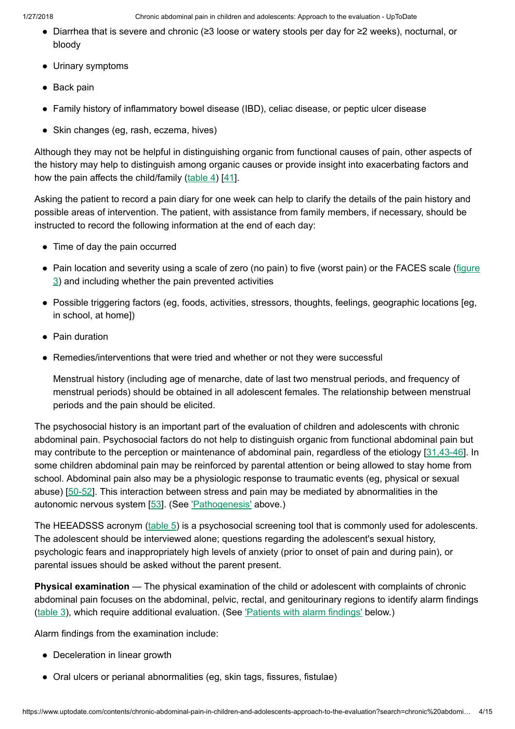- Diarrhea that is severe and chronic (≥3 loose or watery stools per day for ≥2 weeks), nocturnal, or bloody
- Urinary symptoms
- Back pain
- Family history of inflammatory bowel disease (IBD), celiac disease, or peptic ulcer disease
- Skin changes (eg, rash, eczema, hives)

Although they may not be helpful in distinguishing organic from functional causes of pain, other aspects of the history may help to distinguish among organic causes or provide insight into exacerbating factors and how the pain affects the child/family (table 4) [41].

Asking the patient to record a pain diary for one week can help to clarify the details of the pain history and possible areas of intervention. The patient, with assistance from family members, if necessary, should be instructed to record the following information at the end of each day:

- Time of day the pain occurred
- Pain location and severity using a scale of zero (no pain) to five (worst pain) or the FACES scale (figure 3) and including whether the pain prevented activities
- Possible triggering factors (eg, foods, activities, stressors, thoughts, feelings, geographic locations [eg, in school, at home])
- Pain duration
- Remedies/interventions that were tried and whether or not they were successful

  Menstrual history (including age of menarche, date of last two menstrual periods, and frequency of menstrual periods) should be obtained in all adolescent females. The relationship between menstrual periods and the pain should be elicited.

The psychosocial history is an important part of the evaluation of children and adolescents with chronic abdominal pain. Psychosocial factors do not help to distinguish organic from functional abdominal pain but may contribute to the perception or maintenance of abdominal pain, regardless of the etiology [31,43-46]. In some children abdominal pain may be reinforced by parental attention or being allowed to stay home from school. Abdominal pain also may be a physiologic response to traumatic events (eg, physical or sexual abuse) [50-52]. This interaction between stress and pain may be mediated by abnormalities in the autonomic nervous system [53]. (See 'Pathogenesis' above.)

The HEEADSSS acronym (table 5) is a psychosocial screening tool that is commonly used for adolescents. The adolescent should be interviewed alone; questions regarding the adolescent's sexual history, psychologic fears and inappropriately high levels of anxiety (prior to onset of pain and during pain), or parental issues should be asked without the parent present.

**Physical examination** — The physical examination of the child or adolescent with complaints of chronic abdominal pain focuses on the abdominal, pelvic, rectal, and genitourinary regions to identify alarm findings (table 3), which require additional evaluation. (See 'Patients with alarm findings' below.)

Alarm findings from the examination include:

- Deceleration in linear growth
- Oral ulcers or perianal abnormalities (eg, skin tags, fissures, fistulae)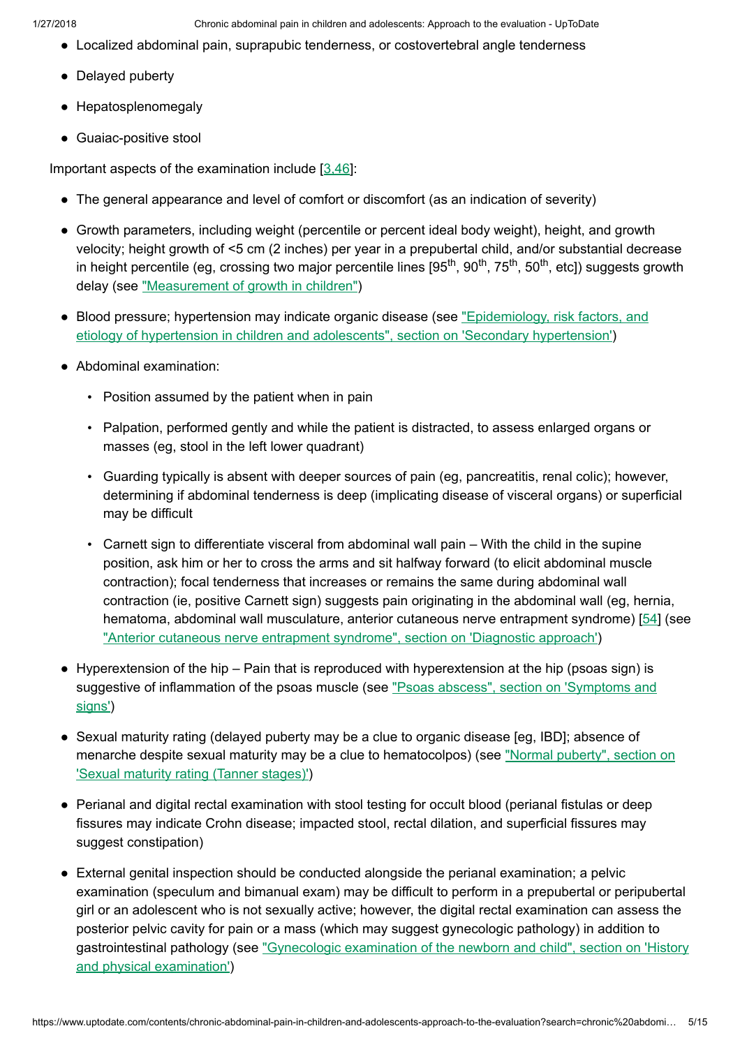- Localized abdominal pain, suprapubic tenderness, or costovertebral angle tenderness
- Delayed puberty
- Hepatosplenomegaly
- Guaiac-positive stool

Important aspects of the examination include [3,46]:

- The general appearance and level of comfort or discomfort (as an indication of severity)
- Growth parameters, including weight (percentile or percent ideal body weight), height, and growth velocity; height growth of <5 cm (2 inches) per year in a prepubertal child, and/or substantial decrease in height percentile (eg, crossing two major percentile lines [$95^{th}$, $90^{th}$, $75^{th}$, $50^{th}$, etc]) suggests growth delay (see "Measurement of growth in children")
- Blood pressure; hypertension may indicate organic disease (see "Epidemiology, risk factors, and etiology of hypertension in children and adolescents", section on 'Secondary hypertension')
- Abdominal examination:
  - Position assumed by the patient when in pain
  - Palpation, performed gently and while the patient is distracted, to assess enlarged organs or masses (eg, stool in the left lower quadrant)
  - Guarding typically is absent with deeper sources of pain (eg, pancreatitis, renal colic); however, determining if abdominal tenderness is deep (implicating disease of visceral organs) or superficial may be difficult
  - Carnett sign to differentiate visceral from abdominal wall pain – With the child in the supine position, ask him or her to cross the arms and sit halfway forward (to elicit abdominal muscle contraction); focal tenderness that increases or remains the same during abdominal wall contraction (ie, positive Carnett sign) suggests pain originating in the abdominal wall (eg, hernia, hematoma, abdominal wall musculature, anterior cutaneous nerve entrapment syndrome) [54] (see "Anterior cutaneous nerve entrapment syndrome", section on 'Diagnostic approach')
- Hyperextension of the hip – Pain that is reproduced with hyperextension at the hip (psoas sign) is suggestive of inflammation of the psoas muscle (see "Psoas abscess", section on 'Symptoms and signs')
- Sexual maturity rating (delayed puberty may be a clue to organic disease [eg, IBD]; absence of menarche despite sexual maturity may be a clue to hematocolpos) (see "Normal puberty", section on 'Sexual maturity rating (Tanner stages)')
- Perianal and digital rectal examination with stool testing for occult blood (perianal fistulas or deep fissures may indicate Crohn disease; impacted stool, rectal dilation, and superficial fissures may suggest constipation)
- External genital inspection should be conducted alongside the perianal examination; a pelvic examination (speculum and bimanual exam) may be difficult to perform in a prepubertal or peripubertal girl or an adolescent who is not sexually active; however, the digital rectal examination can assess the posterior pelvic cavity for pain or a mass (which may suggest gynecologic pathology) in addition to gastrointestinal pathology (see "Gynecologic examination of the newborn and child", section on 'History and physical examination')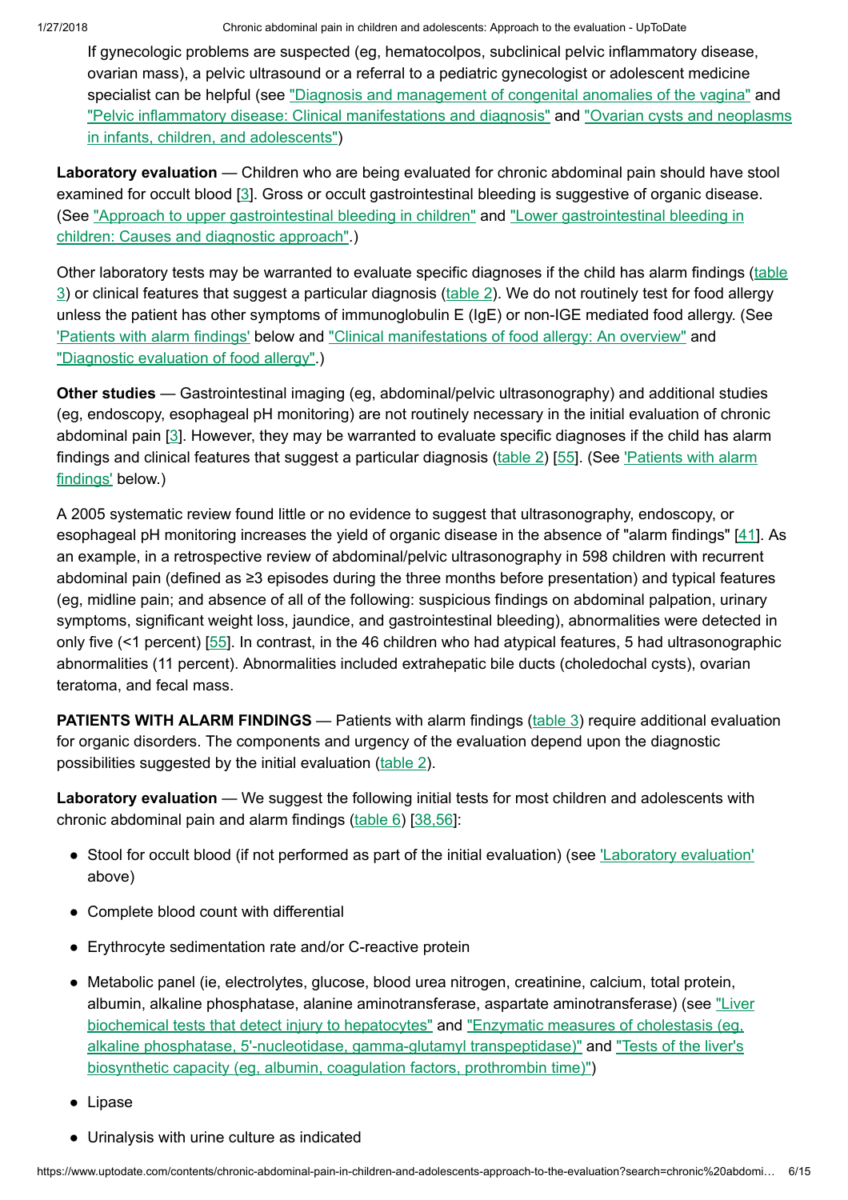If gynecologic problems are suspected (eg, hematocolpos, subclinical pelvic inflammatory disease, ovarian mass), a pelvic ultrasound or a referral to a pediatric gynecologist or adolescent medicine specialist can be helpful (see "Diagnosis and management of congenital anomalies of the vagina" and "Pelvic inflammatory disease: Clinical manifestations and diagnosis" and "Ovarian cysts and neoplasms in infants, children, and adolescents")

**Laboratory evaluation** — Children who are being evaluated for chronic abdominal pain should have stool examined for occult blood [3]. Gross or occult gastrointestinal bleeding is suggestive of organic disease. (See "Approach to upper gastrointestinal bleeding in children" and "Lower gastrointestinal bleeding in children: Causes and diagnostic approach".)

Other laboratory tests may be warranted to evaluate specific diagnoses if the child has alarm findings (table 3) or clinical features that suggest a particular diagnosis (table 2). We do not routinely test for food allergy unless the patient has other symptoms of immunoglobulin E (IgE) or non-IGE mediated food allergy. (See 'Patients with alarm findings' below and "Clinical manifestations of food allergy: An overview" and "Diagnostic evaluation of food allergy".)

**Other studies** — Gastrointestinal imaging (eg, abdominal/pelvic ultrasonography) and additional studies (eg, endoscopy, esophageal pH monitoring) are not routinely necessary in the initial evaluation of chronic abdominal pain [3]. However, they may be warranted to evaluate specific diagnoses if the child has alarm findings and clinical features that suggest a particular diagnosis (table 2) [55]. (See 'Patients with alarm findings' below.)

A 2005 systematic review found little or no evidence to suggest that ultrasonography, endoscopy, or esophageal pH monitoring increases the yield of organic disease in the absence of "alarm findings" [41]. As an example, in a retrospective review of abdominal/pelvic ultrasonography in 598 children with recurrent abdominal pain (defined as ≥3 episodes during the three months before presentation) and typical features (eg, midline pain; and absence of all of the following: suspicious findings on abdominal palpation, urinary symptoms, significant weight loss, jaundice, and gastrointestinal bleeding), abnormalities were detected in only five (<1 percent) [55]. In contrast, in the 46 children who had atypical features, 5 had ultrasonographic abnormalities (11 percent). Abnormalities included extrahepatic bile ducts (choledochal cysts), ovarian teratoma, and fecal mass.

**PATIENTS WITH ALARM FINDINGS** — Patients with alarm findings (table 3) require additional evaluation for organic disorders. The components and urgency of the evaluation depend upon the diagnostic possibilities suggested by the initial evaluation (table 2).

**Laboratory evaluation** — We suggest the following initial tests for most children and adolescents with chronic abdominal pain and alarm findings (table 6) [38,56]:

- Stool for occult blood (if not performed as part of the initial evaluation) (see 'Laboratory evaluation' above)
- Complete blood count with differential
- Erythrocyte sedimentation rate and/or C-reactive protein
- Metabolic panel (ie, electrolytes, glucose, blood urea nitrogen, creatinine, calcium, total protein, albumin, alkaline phosphatase, alanine aminotransferase, aspartate aminotransferase) (see "Liver biochemical tests that detect injury to hepatocytes" and "Enzymatic measures of cholestasis (eg, alkaline phosphatase, 5'-nucleotidase, gamma-glutamyl transpeptidase)" and "Tests of the liver's biosynthetic capacity (eg, albumin, coagulation factors, prothrombin time)")
- Lipase
- Urinalysis with urine culture as indicated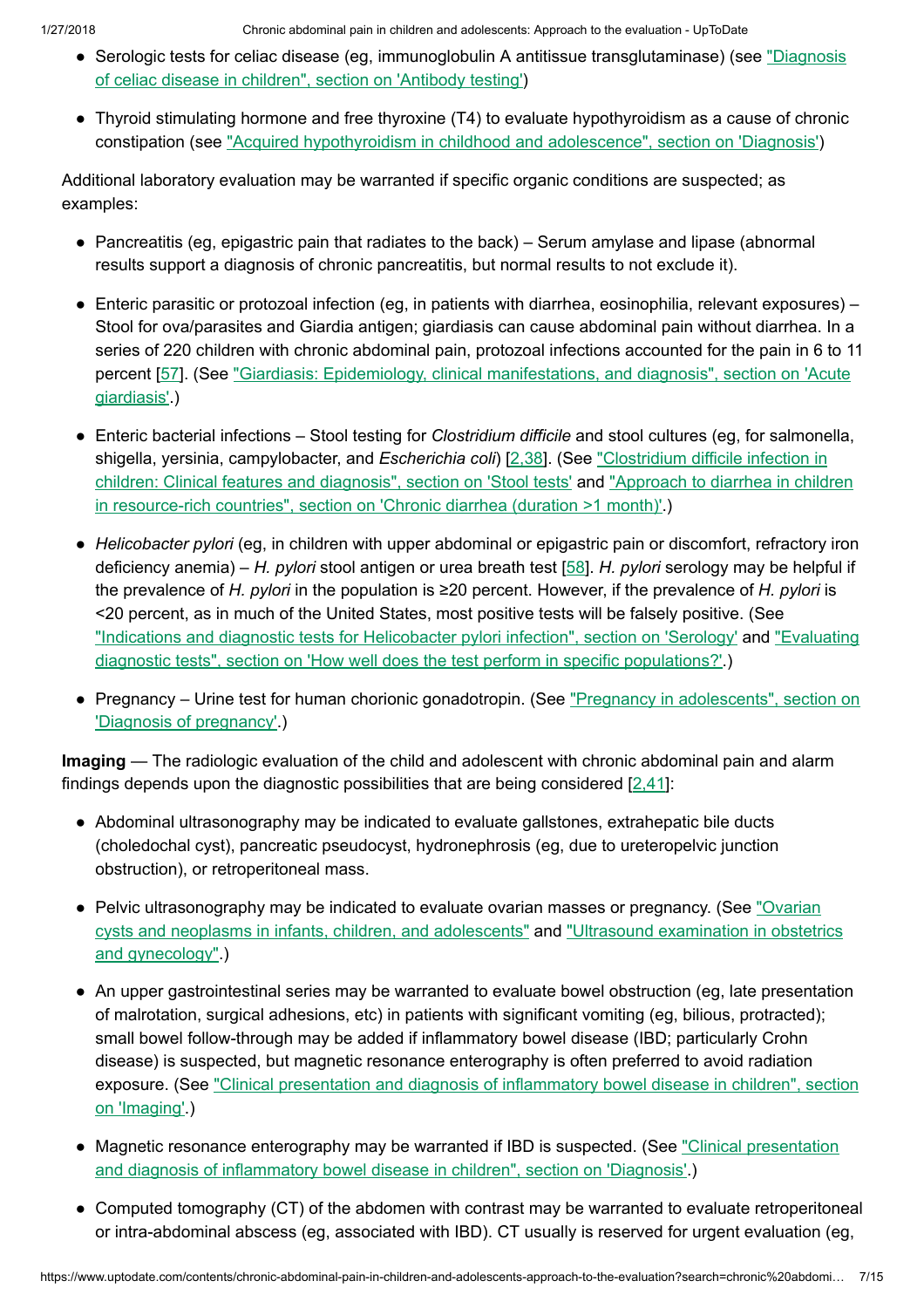- Serologic tests for celiac disease (eg, immunoglobulin A antitissue transglutaminase) (see "Diagnosis of celiac disease in children", section on 'Antibody testing')

- Thyroid stimulating hormone and free thyroxine (T4) to evaluate hypothyroidism as a cause of chronic constipation (see "Acquired hypothyroidism in childhood and adolescence", section on 'Diagnosis')

Additional laboratory evaluation may be warranted if specific organic conditions are suspected; as examples:

- Pancreatitis (eg, epigastric pain that radiates to the back) – Serum amylase and lipase (abnormal results support a diagnosis of chronic pancreatitis, but normal results to not exclude it).

- Enteric parasitic or protozoal infection (eg, in patients with diarrhea, eosinophilia, relevant exposures) – Stool for ova/parasites and Giardia antigen; giardiasis can cause abdominal pain without diarrhea. In a series of 220 children with chronic abdominal pain, protozoal infections accounted for the pain in 6 to 11 percent [57]. (See "Giardiasis: Epidemiology, clinical manifestations, and diagnosis", section on 'Acute giardiasis'.)

- Enteric bacterial infections – Stool testing for *Clostridium difficile* and stool cultures (eg, for salmonella, shigella, yersinia, campylobacter, and *Escherichia coli*) [2,38]. (See "Clostridium difficile infection in children: Clinical features and diagnosis", section on 'Stool tests' and "Approach to diarrhea in children in resource-rich countries", section on 'Chronic diarrhea (duration >1 month)'.)

- *Helicobacter pylori* (eg, in children with upper abdominal or epigastric pain or discomfort, refractory iron deficiency anemia) – *H. pylori* stool antigen or urea breath test [58]. *H. pylori* serology may be helpful if the prevalence of *H. pylori* in the population is ≥20 percent. However, if the prevalence of *H. pylori* is <20 percent, as in much of the United States, most positive tests will be falsely positive. (See "Indications and diagnostic tests for Helicobacter pylori infection", section on 'Serology' and "Evaluating diagnostic tests", section on 'How well does the test perform in specific populations?'.)

- Pregnancy – Urine test for human chorionic gonadotropin. (See "Pregnancy in adolescents", section on 'Diagnosis of pregnancy'.)

**Imaging** — The radiologic evaluation of the child and adolescent with chronic abdominal pain and alarm findings depends upon the diagnostic possibilities that are being considered [2,41]:

- Abdominal ultrasonography may be indicated to evaluate gallstones, extrahepatic bile ducts (choledochal cyst), pancreatic pseudocyst, hydronephrosis (eg, due to ureteropelvic junction obstruction), or retroperitoneal mass.

- Pelvic ultrasonography may be indicated to evaluate ovarian masses or pregnancy. (See "Ovarian cysts and neoplasms in infants, children, and adolescents" and "Ultrasound examination in obstetrics and gynecology".)

- An upper gastrointestinal series may be warranted to evaluate bowel obstruction (eg, late presentation of malrotation, surgical adhesions, etc) in patients with significant vomiting (eg, bilious, protracted); small bowel follow-through may be added if inflammatory bowel disease (IBD; particularly Crohn disease) is suspected, but magnetic resonance enterography is often preferred to avoid radiation exposure. (See "Clinical presentation and diagnosis of inflammatory bowel disease in children", section on 'Imaging'.)

- Magnetic resonance enterography may be warranted if IBD is suspected. (See "Clinical presentation and diagnosis of inflammatory bowel disease in children", section on 'Diagnosis'.)

- Computed tomography (CT) of the abdomen with contrast may be warranted to evaluate retroperitoneal or intra-abdominal abscess (eg, associated with IBD). CT usually is reserved for urgent evaluation (eg,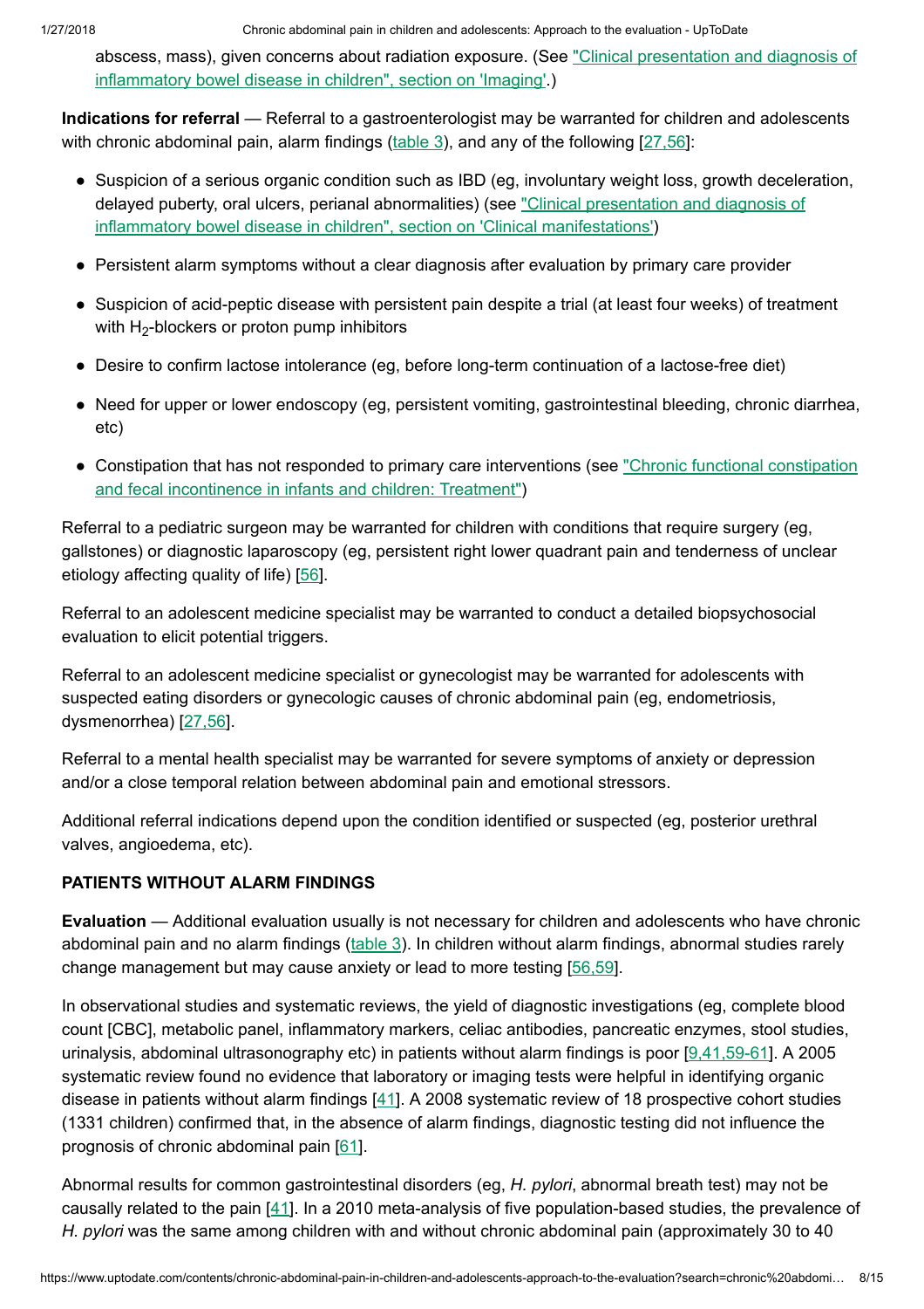abscess, mass), given concerns about radiation exposure. (See "Clinical presentation and diagnosis of inflammatory bowel disease in children", section on 'Imaging'.)

**Indications for referral** — Referral to a gastroenterologist may be warranted for children and adolescents with chronic abdominal pain, alarm findings (table 3), and any of the following [27,56]:

- Suspicion of a serious organic condition such as IBD (eg, involuntary weight loss, growth deceleration, delayed puberty, oral ulcers, perianal abnormalities) (see "Clinical presentation and diagnosis of inflammatory bowel disease in children", section on 'Clinical manifestations')
- Persistent alarm symptoms without a clear diagnosis after evaluation by primary care provider
- Suspicion of acid-peptic disease with persistent pain despite a trial (at least four weeks) of treatment with $H_2$-blockers or proton pump inhibitors
- Desire to confirm lactose intolerance (eg, before long-term continuation of a lactose-free diet)
- Need for upper or lower endoscopy (eg, persistent vomiting, gastrointestinal bleeding, chronic diarrhea, etc)
- Constipation that has not responded to primary care interventions (see "Chronic functional constipation and fecal incontinence in infants and children: Treatment")

Referral to a pediatric surgeon may be warranted for children with conditions that require surgery (eg, gallstones) or diagnostic laparoscopy (eg, persistent right lower quadrant pain and tenderness of unclear etiology affecting quality of life) [56].

Referral to an adolescent medicine specialist may be warranted to conduct a detailed biopsychosocial evaluation to elicit potential triggers.

Referral to an adolescent medicine specialist or gynecologist may be warranted for adolescents with suspected eating disorders or gynecologic causes of chronic abdominal pain (eg, endometriosis, dysmenorrhea) [27,56].

Referral to a mental health specialist may be warranted for severe symptoms of anxiety or depression and/or a close temporal relation between abdominal pain and emotional stressors.

Additional referral indications depend upon the condition identified or suspected (eg, posterior urethral valves, angioedema, etc).

## PATIENTS WITHOUT ALARM FINDINGS

**Evaluation** — Additional evaluation usually is not necessary for children and adolescents who have chronic abdominal pain and no alarm findings (table 3). In children without alarm findings, abnormal studies rarely change management but may cause anxiety or lead to more testing [56,59].

In observational studies and systematic reviews, the yield of diagnostic investigations (eg, complete blood count [CBC], metabolic panel, inflammatory markers, celiac antibodies, pancreatic enzymes, stool studies, urinalysis, abdominal ultrasonography etc) in patients without alarm findings is poor [9,41,59-61]. A 2005 systematic review found no evidence that laboratory or imaging tests were helpful in identifying organic disease in patients without alarm findings [41]. A 2008 systematic review of 18 prospective cohort studies (1331 children) confirmed that, in the absence of alarm findings, diagnostic testing did not influence the prognosis of chronic abdominal pain [61].

Abnormal results for common gastrointestinal disorders (eg, *H. pylori*, abnormal breath test) may not be causally related to the pain [41]. In a 2010 meta-analysis of five population-based studies, the prevalence of *H. pylori* was the same among children with and without chronic abdominal pain (approximately 30 to 40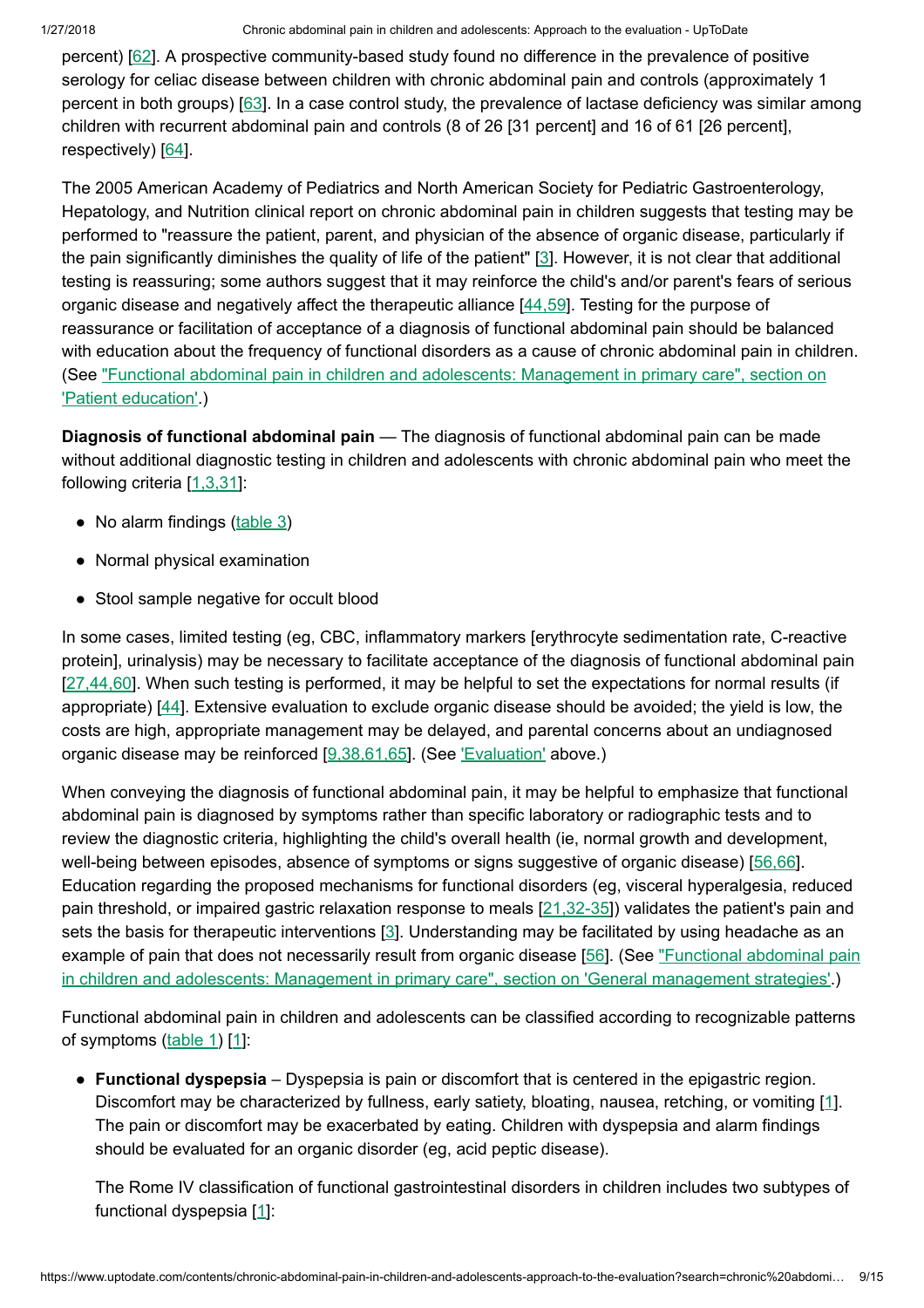percent) [62]. A prospective community-based study found no difference in the prevalence of positive serology for celiac disease between children with chronic abdominal pain and controls (approximately 1 percent in both groups) [63]. In a case control study, the prevalence of lactase deficiency was similar among children with recurrent abdominal pain and controls (8 of 26 [31 percent] and 16 of 61 [26 percent], respectively) [64].

The 2005 American Academy of Pediatrics and North American Society for Pediatric Gastroenterology, Hepatology, and Nutrition clinical report on chronic abdominal pain in children suggests that testing may be performed to "reassure the patient, parent, and physician of the absence of organic disease, particularly if the pain significantly diminishes the quality of life of the patient" [3]. However, it is not clear that additional testing is reassuring; some authors suggest that it may reinforce the child's and/or parent's fears of serious organic disease and negatively affect the therapeutic alliance [44,59]. Testing for the purpose of reassurance or facilitation of acceptance of a diagnosis of functional abdominal pain should be balanced with education about the frequency of functional disorders as a cause of chronic abdominal pain in children. (See "Functional abdominal pain in children and adolescents: Management in primary care", section on 'Patient education'.)

**Diagnosis of functional abdominal pain** — The diagnosis of functional abdominal pain can be made without additional diagnostic testing in children and adolescents with chronic abdominal pain who meet the following criteria [1,3,31]:

- No alarm findings (table 3)
- Normal physical examination
- Stool sample negative for occult blood

In some cases, limited testing (eg, CBC, inflammatory markers [erythrocyte sedimentation rate, C-reactive protein], urinalysis) may be necessary to facilitate acceptance of the diagnosis of functional abdominal pain [27,44,60]. When such testing is performed, it may be helpful to set the expectations for normal results (if appropriate) [44]. Extensive evaluation to exclude organic disease should be avoided; the yield is low, the costs are high, appropriate management may be delayed, and parental concerns about an undiagnosed organic disease may be reinforced [9,38,61,65]. (See 'Evaluation' above.)

When conveying the diagnosis of functional abdominal pain, it may be helpful to emphasize that functional abdominal pain is diagnosed by symptoms rather than specific laboratory or radiographic tests and to review the diagnostic criteria, highlighting the child's overall health (ie, normal growth and development, well-being between episodes, absence of symptoms or signs suggestive of organic disease) [56,66]. Education regarding the proposed mechanisms for functional disorders (eg, visceral hyperalgesia, reduced pain threshold, or impaired gastric relaxation response to meals [21,32-35]) validates the patient's pain and sets the basis for therapeutic interventions [3]. Understanding may be facilitated by using headache as an example of pain that does not necessarily result from organic disease [56]. (See "Functional abdominal pain in children and adolescents: Management in primary care", section on 'General management strategies'.)

Functional abdominal pain in children and adolescents can be classified according to recognizable patterns of symptoms (table 1) [1]:

- **Functional dyspepsia** – Dyspepsia is pain or discomfort that is centered in the epigastric region. Discomfort may be characterized by fullness, early satiety, bloating, nausea, retching, or vomiting [1]. The pain or discomfort may be exacerbated by eating. Children with dyspepsia and alarm findings should be evaluated for an organic disorder (eg, acid peptic disease).

  The Rome IV classification of functional gastrointestinal disorders in children includes two subtypes of functional dyspepsia [1]: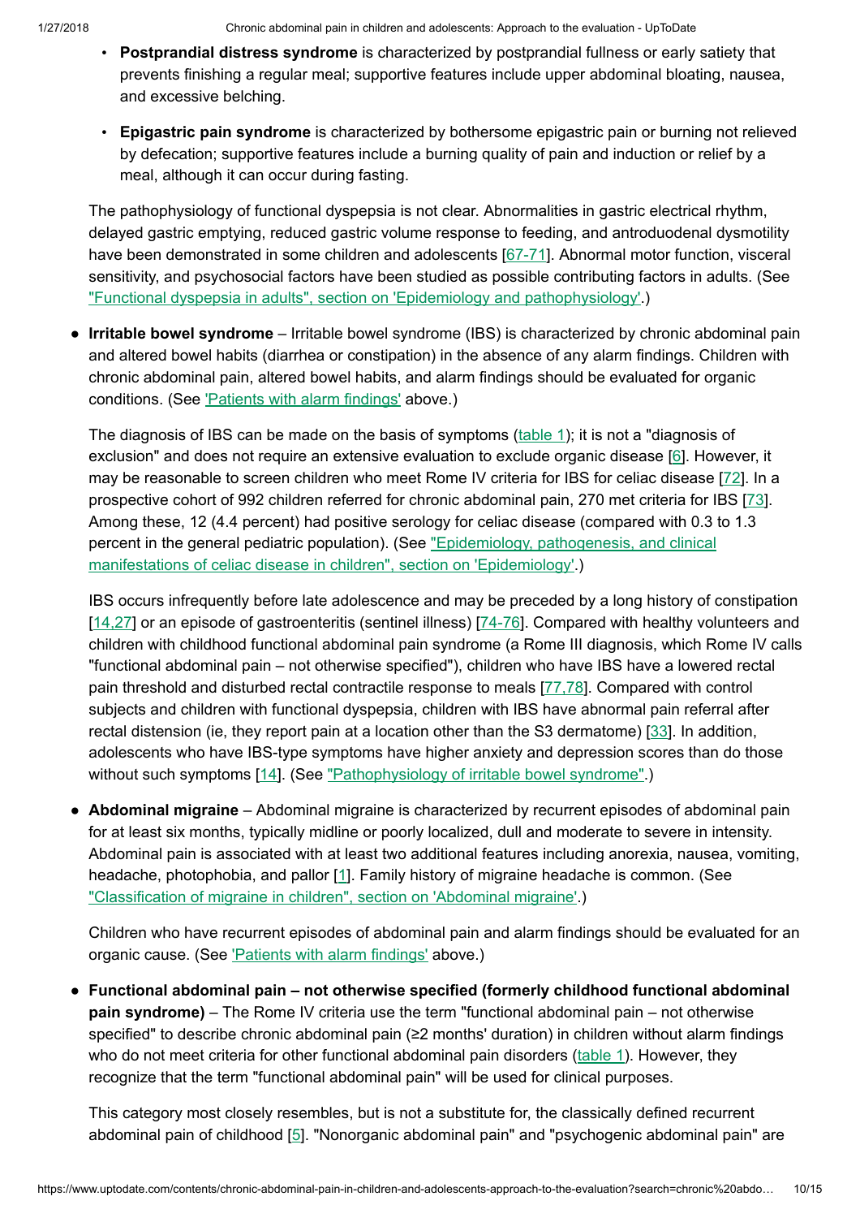- **Postprandial distress syndrome** is characterized by postprandial fullness or early satiety that prevents finishing a regular meal; supportive features include upper abdominal bloating, nausea, and excessive belching.

- **Epigastric pain syndrome** is characterized by bothersome epigastric pain or burning not relieved by defecation; supportive features include a burning quality of pain and induction or relief by a meal, although it can occur during fasting.

The pathophysiology of functional dyspepsia is not clear. Abnormalities in gastric electrical rhythm, delayed gastric emptying, reduced gastric volume response to feeding, and antroduodenal dysmotility have been demonstrated in some children and adolescents [67-71]. Abnormal motor function, visceral sensitivity, and psychosocial factors have been studied as possible contributing factors in adults. (See "Functional dyspepsia in adults", section on 'Epidemiology and pathophysiology'.)

- **Irritable bowel syndrome** – Irritable bowel syndrome (IBS) is characterized by chronic abdominal pain and altered bowel habits (diarrhea or constipation) in the absence of any alarm findings. Children with chronic abdominal pain, altered bowel habits, and alarm findings should be evaluated for organic conditions. (See 'Patients with alarm findings' above.)

  The diagnosis of IBS can be made on the basis of symptoms (table 1); it is not a "diagnosis of exclusion" and does not require an extensive evaluation to exclude organic disease [6]. However, it may be reasonable to screen children who meet Rome IV criteria for IBS for celiac disease [72]. In a prospective cohort of 992 children referred for chronic abdominal pain, 270 met criteria for IBS [73]. Among these, 12 (4.4 percent) had positive serology for celiac disease (compared with 0.3 to 1.3 percent in the general pediatric population). (See "Epidemiology, pathogenesis, and clinical manifestations of celiac disease in children", section on 'Epidemiology'.)

  IBS occurs infrequently before late adolescence and may be preceded by a long history of constipation [14,27] or an episode of gastroenteritis (sentinel illness) [74-76]. Compared with healthy volunteers and children with childhood functional abdominal pain syndrome (a Rome III diagnosis, which Rome IV calls "functional abdominal pain – not otherwise specified"), children who have IBS have a lowered rectal pain threshold and disturbed rectal contractile response to meals [77,78]. Compared with control subjects and children with functional dyspepsia, children with IBS have abnormal pain referral after rectal distension (ie, they report pain at a location other than the S3 dermatome) [33]. In addition, adolescents who have IBS-type symptoms have higher anxiety and depression scores than do those without such symptoms [14]. (See "Pathophysiology of irritable bowel syndrome".)

- **Abdominal migraine** – Abdominal migraine is characterized by recurrent episodes of abdominal pain for at least six months, typically midline or poorly localized, dull and moderate to severe in intensity. Abdominal pain is associated with at least two additional features including anorexia, nausea, vomiting, headache, photophobia, and pallor [1]. Family history of migraine headache is common. (See "Classification of migraine in children", section on 'Abdominal migraine'.)

  Children who have recurrent episodes of abdominal pain and alarm findings should be evaluated for an organic cause. (See 'Patients with alarm findings' above.)

- **Functional abdominal pain – not otherwise specified (formerly childhood functional abdominal pain syndrome)** – The Rome IV criteria use the term "functional abdominal pain – not otherwise specified" to describe chronic abdominal pain (≥2 months' duration) in children without alarm findings who do not meet criteria for other functional abdominal pain disorders (table 1). However, they recognize that the term "functional abdominal pain" will be used for clinical purposes.

  This category most closely resembles, but is not a substitute for, the classically defined recurrent abdominal pain of childhood [5]. "Nonorganic abdominal pain" and "psychogenic abdominal pain" are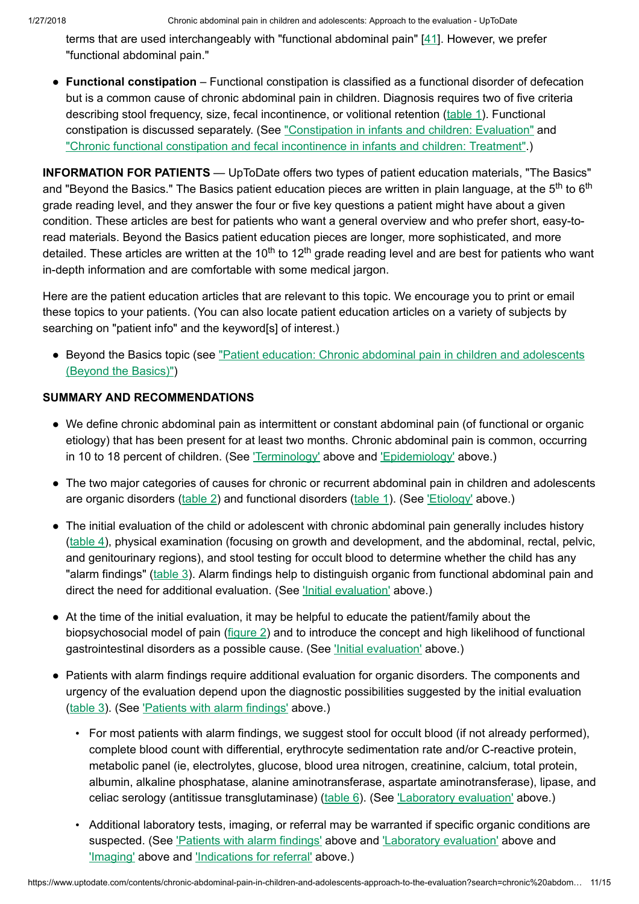terms that are used interchangeably with "functional abdominal pain" [41]. However, we prefer "functional abdominal pain."

- **Functional constipation** – Functional constipation is classified as a functional disorder of defecation but is a common cause of chronic abdominal pain in children. Diagnosis requires two of five criteria describing stool frequency, size, fecal incontinence, or volitional retention (table 1). Functional constipation is discussed separately. (See "Constipation in infants and children: Evaluation" and "Chronic functional constipation and fecal incontinence in infants and children: Treatment".)

**INFORMATION FOR PATIENTS** — UpToDate offers two types of patient education materials, "The Basics" and "Beyond the Basics." The Basics patient education pieces are written in plain language, at the 5th to 6th grade reading level, and they answer the four or five key questions a patient might have about a given condition. These articles are best for patients who want a general overview and who prefer short, easy-to-read materials. Beyond the Basics patient education pieces are longer, more sophisticated, and more detailed. These articles are written at the 10th to 12th grade reading level and are best for patients who want in-depth information and are comfortable with some medical jargon.

Here are the patient education articles that are relevant to this topic. We encourage you to print or email these topics to your patients. (You can also locate patient education articles on a variety of subjects by searching on "patient info" and the keyword[s] of interest.)

- Beyond the Basics topic (see "Patient education: Chronic abdominal pain in children and adolescents (Beyond the Basics)")

**SUMMARY AND RECOMMENDATIONS**

- We define chronic abdominal pain as intermittent or constant abdominal pain (of functional or organic etiology) that has been present for at least two months. Chronic abdominal pain is common, occurring in 10 to 18 percent of children. (See 'Terminology' above and 'Epidemiology' above.)

- The two major categories of causes for chronic or recurrent abdominal pain in children and adolescents are organic disorders (table 2) and functional disorders (table 1). (See 'Etiology' above.)

- The initial evaluation of the child or adolescent with chronic abdominal pain generally includes history (table 4), physical examination (focusing on growth and development, and the abdominal, rectal, pelvic, and genitourinary regions), and stool testing for occult blood to determine whether the child has any "alarm findings" (table 3). Alarm findings help to distinguish organic from functional abdominal pain and direct the need for additional evaluation. (See 'Initial evaluation' above.)

- At the time of the initial evaluation, it may be helpful to educate the patient/family about the biopsychosocial model of pain (figure 2) and to introduce the concept and high likelihood of functional gastrointestinal disorders as a possible cause. (See 'Initial evaluation' above.)

- Patients with alarm findings require additional evaluation for organic disorders. The components and urgency of the evaluation depend upon the diagnostic possibilities suggested by the initial evaluation (table 3). (See 'Patients with alarm findings' above.)

  - For most patients with alarm findings, we suggest stool for occult blood (if not already performed), complete blood count with differential, erythrocyte sedimentation rate and/or C-reactive protein, metabolic panel (ie, electrolytes, glucose, blood urea nitrogen, creatinine, calcium, total protein, albumin, alkaline phosphatase, alanine aminotransferase, aspartate aminotransferase), lipase, and celiac serology (antitissue transglutaminase) (table 6). (See 'Laboratory evaluation' above.)

  - Additional laboratory tests, imaging, or referral may be warranted if specific organic conditions are suspected. (See 'Patients with alarm findings' above and 'Laboratory evaluation' above and 'Imaging' above and 'Indications for referral' above.)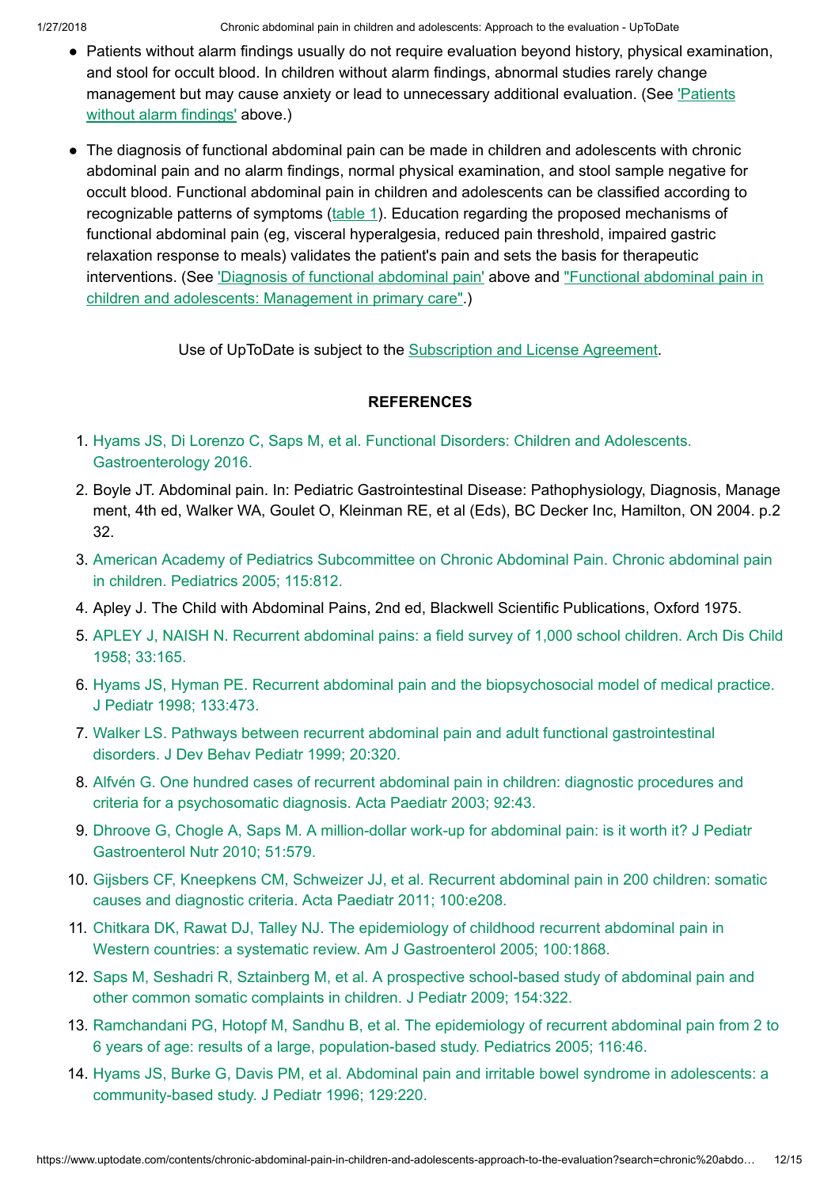- Patients without alarm findings usually do not require evaluation beyond history, physical examination, and stool for occult blood. In children without alarm findings, abnormal studies rarely change management but may cause anxiety or lead to unnecessary additional evaluation. (See 'Patients without alarm findings' above.)

- The diagnosis of functional abdominal pain can be made in children and adolescents with chronic abdominal pain and no alarm findings, normal physical examination, and stool sample negative for occult blood. Functional abdominal pain in children and adolescents can be classified according to recognizable patterns of symptoms (table 1). Education regarding the proposed mechanisms of functional abdominal pain (eg, visceral hyperalgesia, reduced pain threshold, impaired gastric relaxation response to meals) validates the patient's pain and sets the basis for therapeutic interventions. (See 'Diagnosis of functional abdominal pain' above and "Functional abdominal pain in children and adolescents: Management in primary care".)

Use of UpToDate is subject to the Subscription and License Agreement.

## REFERENCES

1. Hyams JS, Di Lorenzo C, Saps M, et al. Functional Disorders: Children and Adolescents. Gastroenterology 2016.
2. Boyle JT. Abdominal pain. In: Pediatric Gastrointestinal Disease: Pathophysiology, Diagnosis, Management, 4th ed, Walker WA, Goulet O, Kleinman RE, et al (Eds), BC Decker Inc, Hamilton, ON 2004. p.232.
3. American Academy of Pediatrics Subcommittee on Chronic Abdominal Pain. Chronic abdominal pain in children. Pediatrics 2005; 115:812.
4. Apley J. The Child with Abdominal Pains, 2nd ed, Blackwell Scientific Publications, Oxford 1975.
5. APLEY J, NAISH N. Recurrent abdominal pains: a field survey of 1,000 school children. Arch Dis Child 1958; 33:165.
6. Hyams JS, Hyman PE. Recurrent abdominal pain and the biopsychosocial model of medical practice. J Pediatr 1998; 133:473.
7. Walker LS. Pathways between recurrent abdominal pain and adult functional gastrointestinal disorders. J Dev Behav Pediatr 1999; 20:320.
8. Alfvén G. One hundred cases of recurrent abdominal pain in children: diagnostic procedures and criteria for a psychosomatic diagnosis. Acta Paediatr 2003; 92:43.
9. Dhroove G, Chogle A, Saps M. A million-dollar work-up for abdominal pain: is it worth it? J Pediatr Gastroenterol Nutr 2010; 51:579.
10. Gijsbers CF, Kneepkens CM, Schweizer JJ, et al. Recurrent abdominal pain in 200 children: somatic causes and diagnostic criteria. Acta Paediatr 2011; 100:e208.
11. Chitkara DK, Rawat DJ, Talley NJ. The epidemiology of childhood recurrent abdominal pain in Western countries: a systematic review. Am J Gastroenterol 2005; 100:1868.
12. Saps M, Seshadri R, Sztainberg M, et al. A prospective school-based study of abdominal pain and other common somatic complaints in children. J Pediatr 2009; 154:322.
13. Ramchandani PG, Hotopf M, Sandhu B, et al. The epidemiology of recurrent abdominal pain from 2 to 6 years of age: results of a large, population-based study. Pediatrics 2005; 116:46.
14. Hyams JS, Burke G, Davis PM, et al. Abdominal pain and irritable bowel syndrome in adolescents: a community-based study. J Pediatr 1996; 129:220.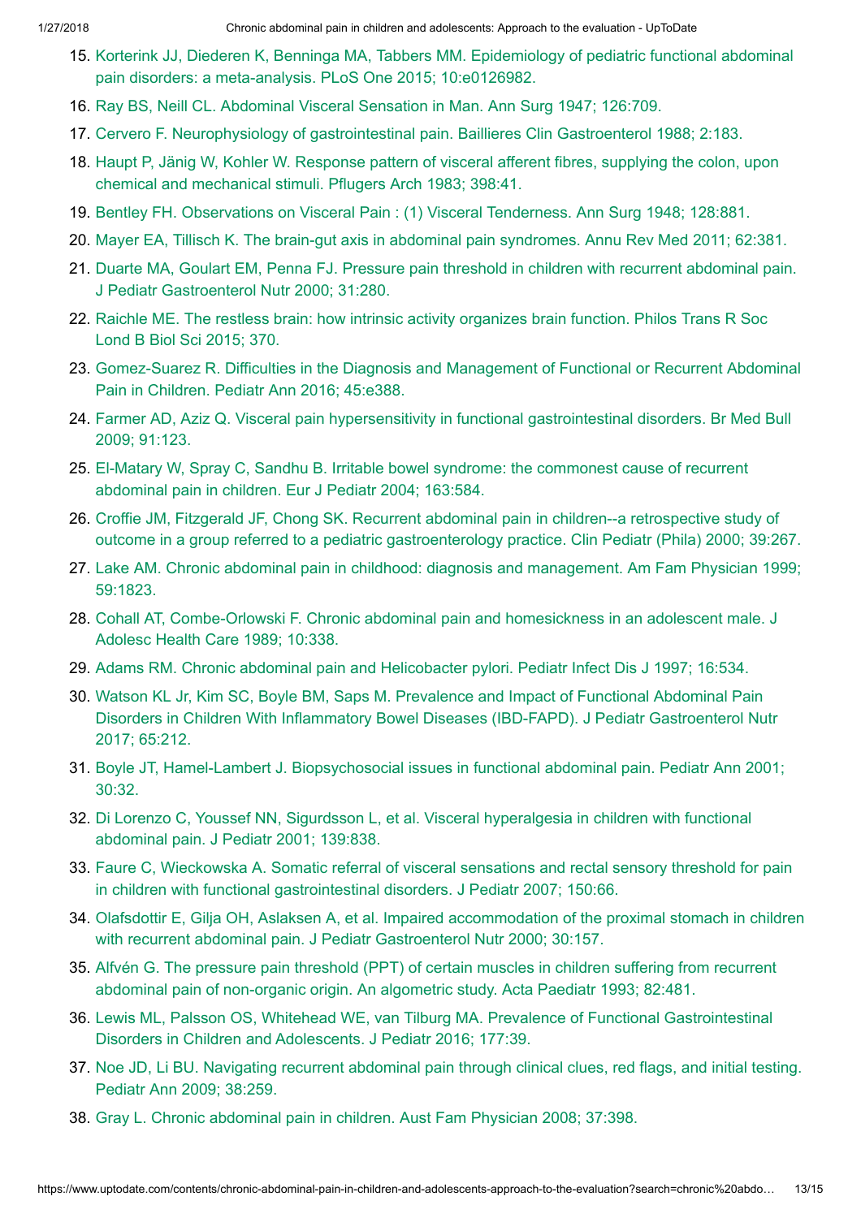15. Korterink JJ, Diederen K, Benninga MA, Tabbers MM. Epidemiology of pediatric functional abdominal pain disorders: a meta-analysis. PLoS One 2015; 10:e0126982.
16. Ray BS, Neill CL. Abdominal Visceral Sensation in Man. Ann Surg 1947; 126:709.
17. Cervero F. Neurophysiology of gastrointestinal pain. Baillieres Clin Gastroenterol 1988; 2:183.
18. Haupt P, Jänig W, Kohler W. Response pattern of visceral afferent fibres, supplying the colon, upon chemical and mechanical stimuli. Pflugers Arch 1983; 398:41.
19. Bentley FH. Observations on Visceral Pain : (1) Visceral Tenderness. Ann Surg 1948; 128:881.
20. Mayer EA, Tillisch K. The brain-gut axis in abdominal pain syndromes. Annu Rev Med 2011; 62:381.
21. Duarte MA, Goulart EM, Penna FJ. Pressure pain threshold in children with recurrent abdominal pain. J Pediatr Gastroenterol Nutr 2000; 31:280.
22. Raichle ME. The restless brain: how intrinsic activity organizes brain function. Philos Trans R Soc Lond B Biol Sci 2015; 370.
23. Gomez-Suarez R. Difficulties in the Diagnosis and Management of Functional or Recurrent Abdominal Pain in Children. Pediatr Ann 2016; 45:e388.
24. Farmer AD, Aziz Q. Visceral pain hypersensitivity in functional gastrointestinal disorders. Br Med Bull 2009; 91:123.
25. El-Matary W, Spray C, Sandhu B. Irritable bowel syndrome: the commonest cause of recurrent abdominal pain in children. Eur J Pediatr 2004; 163:584.
26. Croffie JM, Fitzgerald JF, Chong SK. Recurrent abdominal pain in children--a retrospective study of outcome in a group referred to a pediatric gastroenterology practice. Clin Pediatr (Phila) 2000; 39:267.
27. Lake AM. Chronic abdominal pain in childhood: diagnosis and management. Am Fam Physician 1999; 59:1823.
28. Cohall AT, Combe-Orlowski F. Chronic abdominal pain and homesickness in an adolescent male. J Adolesc Health Care 1989; 10:338.
29. Adams RM. Chronic abdominal pain and Helicobacter pylori. Pediatr Infect Dis J 1997; 16:534.
30. Watson KL Jr, Kim SC, Boyle BM, Saps M. Prevalence and Impact of Functional Abdominal Pain Disorders in Children With Inflammatory Bowel Diseases (IBD-FAPD). J Pediatr Gastroenterol Nutr 2017; 65:212.
31. Boyle JT, Hamel-Lambert J. Biopsychosocial issues in functional abdominal pain. Pediatr Ann 2001; 30:32.
32. Di Lorenzo C, Youssef NN, Sigurdsson L, et al. Visceral hyperalgesia in children with functional abdominal pain. J Pediatr 2001; 139:838.
33. Faure C, Wieckowska A. Somatic referral of visceral sensations and rectal sensory threshold for pain in children with functional gastrointestinal disorders. J Pediatr 2007; 150:66.
34. Olafsdottir E, Gilja OH, Aslaksen A, et al. Impaired accommodation of the proximal stomach in children with recurrent abdominal pain. J Pediatr Gastroenterol Nutr 2000; 30:157.
35. Alfvén G. The pressure pain threshold (PPT) of certain muscles in children suffering from recurrent abdominal pain of non-organic origin. An algometric study. Acta Paediatr 1993; 82:481.
36. Lewis ML, Palsson OS, Whitehead WE, van Tilburg MA. Prevalence of Functional Gastrointestinal Disorders in Children and Adolescents. J Pediatr 2016; 177:39.
37. Noe JD, Li BU. Navigating recurrent abdominal pain through clinical clues, red flags, and initial testing. Pediatr Ann 2009; 38:259.
38. Gray L. Chronic abdominal pain in children. Aust Fam Physician 2008; 37:398.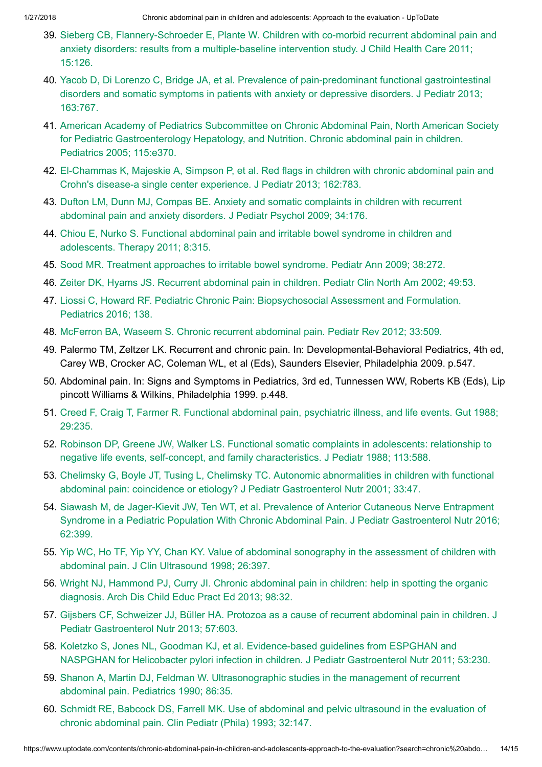39. Sieberg CB, Flannery-Schroeder E, Plante W. Children with co-morbid recurrent abdominal pain and anxiety disorders: results from a multiple-baseline intervention study. J Child Health Care 2011; 15:126.
40. Yacob D, Di Lorenzo C, Bridge JA, et al. Prevalence of pain-predominant functional gastrointestinal disorders and somatic symptoms in patients with anxiety or depressive disorders. J Pediatr 2013; 163:767.
41. American Academy of Pediatrics Subcommittee on Chronic Abdominal Pain, North American Society for Pediatric Gastroenterology Hepatology, and Nutrition. Chronic abdominal pain in children. Pediatrics 2005; 115:e370.
42. El-Chammas K, Majeskie A, Simpson P, et al. Red flags in children with chronic abdominal pain and Crohn's disease-a single center experience. J Pediatr 2013; 162:783.
43. Dufton LM, Dunn MJ, Compas BE. Anxiety and somatic complaints in children with recurrent abdominal pain and anxiety disorders. J Pediatr Psychol 2009; 34:176.
44. Chiou E, Nurko S. Functional abdominal pain and irritable bowel syndrome in children and adolescents. Therapy 2011; 8:315.
45. Sood MR. Treatment approaches to irritable bowel syndrome. Pediatr Ann 2009; 38:272.
46. Zeiter DK, Hyams JS. Recurrent abdominal pain in children. Pediatr Clin North Am 2002; 49:53.
47. Liossi C, Howard RF. Pediatric Chronic Pain: Biopsychosocial Assessment and Formulation. Pediatrics 2016; 138.
48. McFerron BA, Waseem S. Chronic recurrent abdominal pain. Pediatr Rev 2012; 33:509.
49. Palermo TM, Zeltzer LK. Recurrent and chronic pain. In: Developmental-Behavioral Pediatrics, 4th ed, Carey WB, Crocker AC, Coleman WL, et al (Eds), Saunders Elsevier, Philadelphia 2009. p.547.
50. Abdominal pain. In: Signs and Symptoms in Pediatrics, 3rd ed, Tunnessen WW, Roberts KB (Eds), Lippincott Williams & Wilkins, Philadelphia 1999. p.448.
51. Creed F, Craig T, Farmer R. Functional abdominal pain, psychiatric illness, and life events. Gut 1988; 29:235.
52. Robinson DP, Greene JW, Walker LS. Functional somatic complaints in adolescents: relationship to negative life events, self-concept, and family characteristics. J Pediatr 1988; 113:588.
53. Chelimsky G, Boyle JT, Tusing L, Chelimsky TC. Autonomic abnormalities in children with functional abdominal pain: coincidence or etiology? J Pediatr Gastroenterol Nutr 2001; 33:47.
54. Siawash M, de Jager-Kievit JW, Ten WT, et al. Prevalence of Anterior Cutaneous Nerve Entrapment Syndrome in a Pediatric Population With Chronic Abdominal Pain. J Pediatr Gastroenterol Nutr 2016; 62:399.
55. Yip WC, Ho TF, Yip YY, Chan KY. Value of abdominal sonography in the assessment of children with abdominal pain. J Clin Ultrasound 1998; 26:397.
56. Wright NJ, Hammond PJ, Curry JI. Chronic abdominal pain in children: help in spotting the organic diagnosis. Arch Dis Child Educ Pract Ed 2013; 98:32.
57. Gijsbers CF, Schweizer JJ, Büller HA. Protozoa as a cause of recurrent abdominal pain in children. J Pediatr Gastroenterol Nutr 2013; 57:603.
58. Koletzko S, Jones NL, Goodman KJ, et al. Evidence-based guidelines from ESPGHAN and NASPGHAN for Helicobacter pylori infection in children. J Pediatr Gastroenterol Nutr 2011; 53:230.
59. Shanon A, Martin DJ, Feldman W. Ultrasonographic studies in the management of recurrent abdominal pain. Pediatrics 1990; 86:35.
60. Schmidt RE, Babcock DS, Farrell MK. Use of abdominal and pelvic ultrasound in the evaluation of chronic abdominal pain. Clin Pediatr (Phila) 1993; 32:147.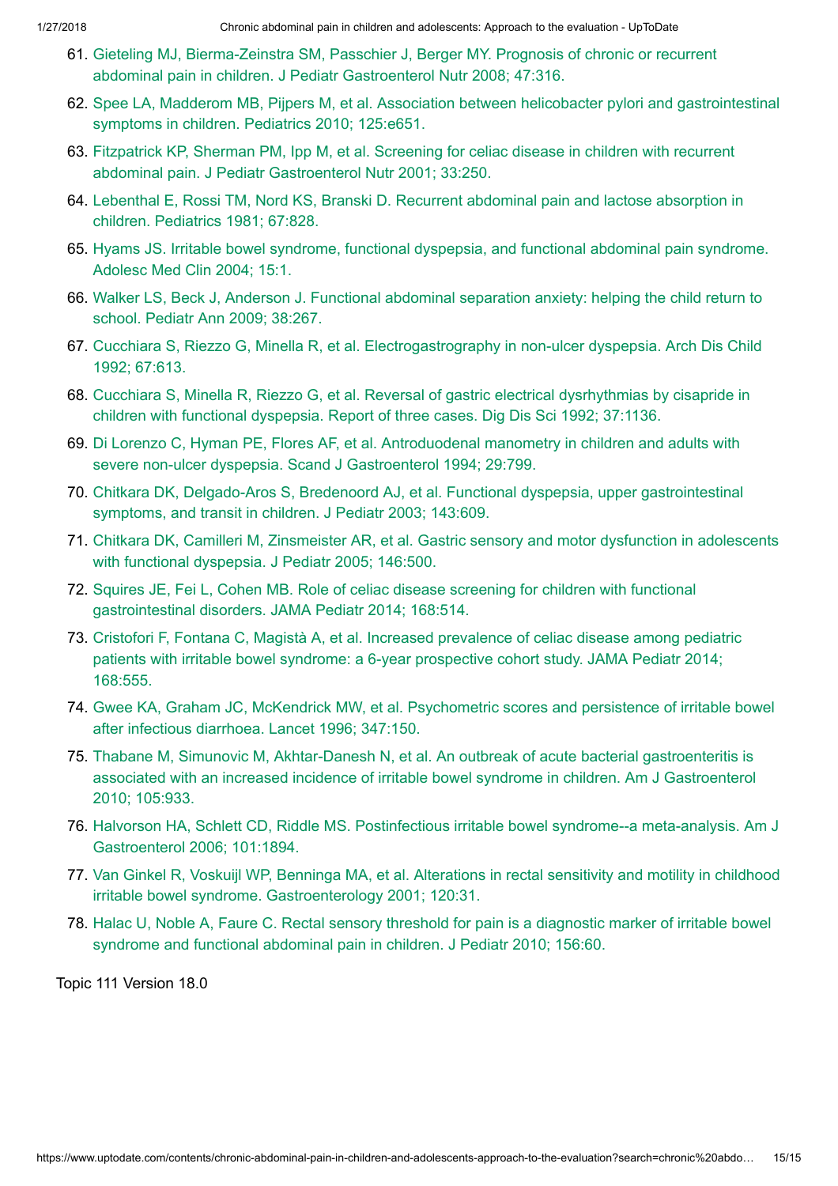61. Gieteling MJ, Bierma-Zeinstra SM, Passchier J, Berger MY. Prognosis of chronic or recurrent abdominal pain in children. J Pediatr Gastroenterol Nutr 2008; 47:316.
62. Spee LA, Madderom MB, Pijpers M, et al. Association between helicobacter pylori and gastrointestinal symptoms in children. Pediatrics 2010; 125:e651.
63. Fitzpatrick KP, Sherman PM, Ipp M, et al. Screening for celiac disease in children with recurrent abdominal pain. J Pediatr Gastroenterol Nutr 2001; 33:250.
64. Lebenthal E, Rossi TM, Nord KS, Branski D. Recurrent abdominal pain and lactose absorption in children. Pediatrics 1981; 67:828.
65. Hyams JS. Irritable bowel syndrome, functional dyspepsia, and functional abdominal pain syndrome. Adolesc Med Clin 2004; 15:1.
66. Walker LS, Beck J, Anderson J. Functional abdominal separation anxiety: helping the child return to school. Pediatr Ann 2009; 38:267.
67. Cucchiara S, Riezzo G, Minella R, et al. Electrogastrography in non-ulcer dyspepsia. Arch Dis Child 1992; 67:613.
68. Cucchiara S, Minella R, Riezzo G, et al. Reversal of gastric electrical dysrhythmias by cisapride in children with functional dyspepsia. Report of three cases. Dig Dis Sci 1992; 37:1136.
69. Di Lorenzo C, Hyman PE, Flores AF, et al. Antroduodenal manometry in children and adults with severe non-ulcer dyspepsia. Scand J Gastroenterol 1994; 29:799.
70. Chitkara DK, Delgado-Aros S, Bredenoord AJ, et al. Functional dyspepsia, upper gastrointestinal symptoms, and transit in children. J Pediatr 2003; 143:609.
71. Chitkara DK, Camilleri M, Zinsmeister AR, et al. Gastric sensory and motor dysfunction in adolescents with functional dyspepsia. J Pediatr 2005; 146:500.
72. Squires JE, Fei L, Cohen MB. Role of celiac disease screening for children with functional gastrointestinal disorders. JAMA Pediatr 2014; 168:514.
73. Cristofori F, Fontana C, Magistà A, et al. Increased prevalence of celiac disease among pediatric patients with irritable bowel syndrome: a 6-year prospective cohort study. JAMA Pediatr 2014; 168:555.
74. Gwee KA, Graham JC, McKendrick MW, et al. Psychometric scores and persistence of irritable bowel after infectious diarrhoea. Lancet 1996; 347:150.
75. Thabane M, Simunovic M, Akhtar-Danesh N, et al. An outbreak of acute bacterial gastroenteritis is associated with an increased incidence of irritable bowel syndrome in children. Am J Gastroenterol 2010; 105:933.
76. Halvorson HA, Schlett CD, Riddle MS. Postinfectious irritable bowel syndrome--a meta-analysis. Am J Gastroenterol 2006; 101:1894.
77. Van Ginkel R, Voskuijl WP, Benninga MA, et al. Alterations in rectal sensitivity and motility in childhood irritable bowel syndrome. Gastroenterology 2001; 120:31.
78. Halac U, Noble A, Faure C. Rectal sensory threshold for pain is a diagnostic marker of irritable bowel syndrome and functional abdominal pain in children. J Pediatr 2010; 156:60.

Topic 111 Version 18.0